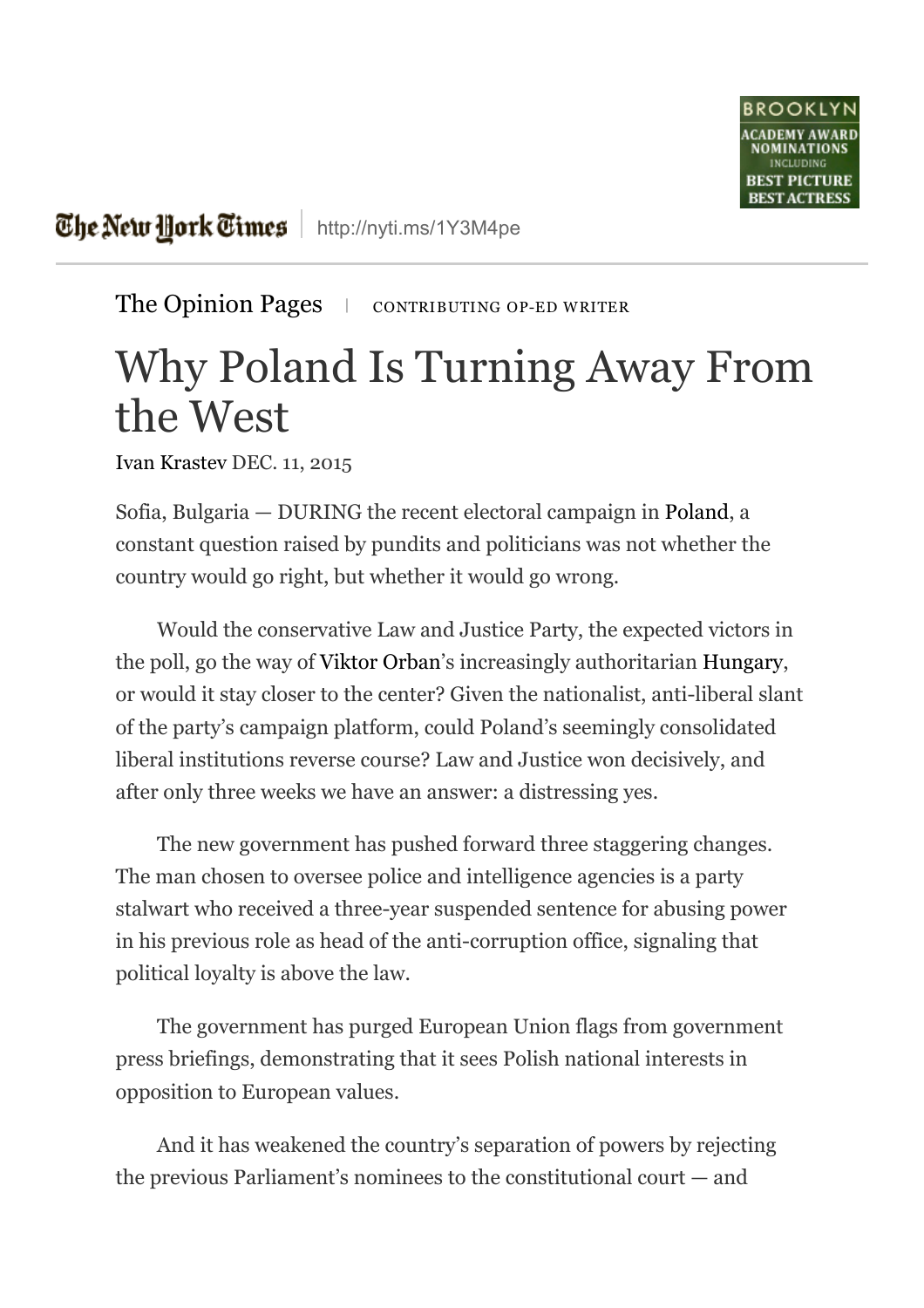The New York Times | http://nyti.ms/1Y3M4pe

The Opinion Pages | CONTRIBUTING OP-ED WRITER

# Why Poland Is Turning Away From the West

Ivan Krastev DEC. 11, 2015

Sofia, Bulgaria — DURING the recent electoral campaign in Poland, a constant question raised by pundits and politicians was not whether the country would go right, but whether it would go wrong.

Would the conservative Law and Justice Party, the expected victors in the poll, go the way of Viktor Orban's increasingly authoritarian Hungary, or would it stay closer to the center? Given the nationalist, anti-liberal slant of the party's campaign platform, could Poland's seemingly consolidated liberal institutions reverse course? Law and Justice won decisively, and after only three weeks we have an answer: a distressing yes.

The new government has pushed forward three staggering changes. The man chosen to oversee police and intelligence agencies is a party stalwart who received a three-year suspended sentence for abusing power in his previous role as head of the anti-corruption office, signaling that political loyalty is above the law.

The government has purged European Union flags from government press briefings, demonstrating that it sees Polish national interests in opposition to European values.

And it has weakened the country's separation of powers by rejecting the previous Parliament's nominees to the constitutional court — and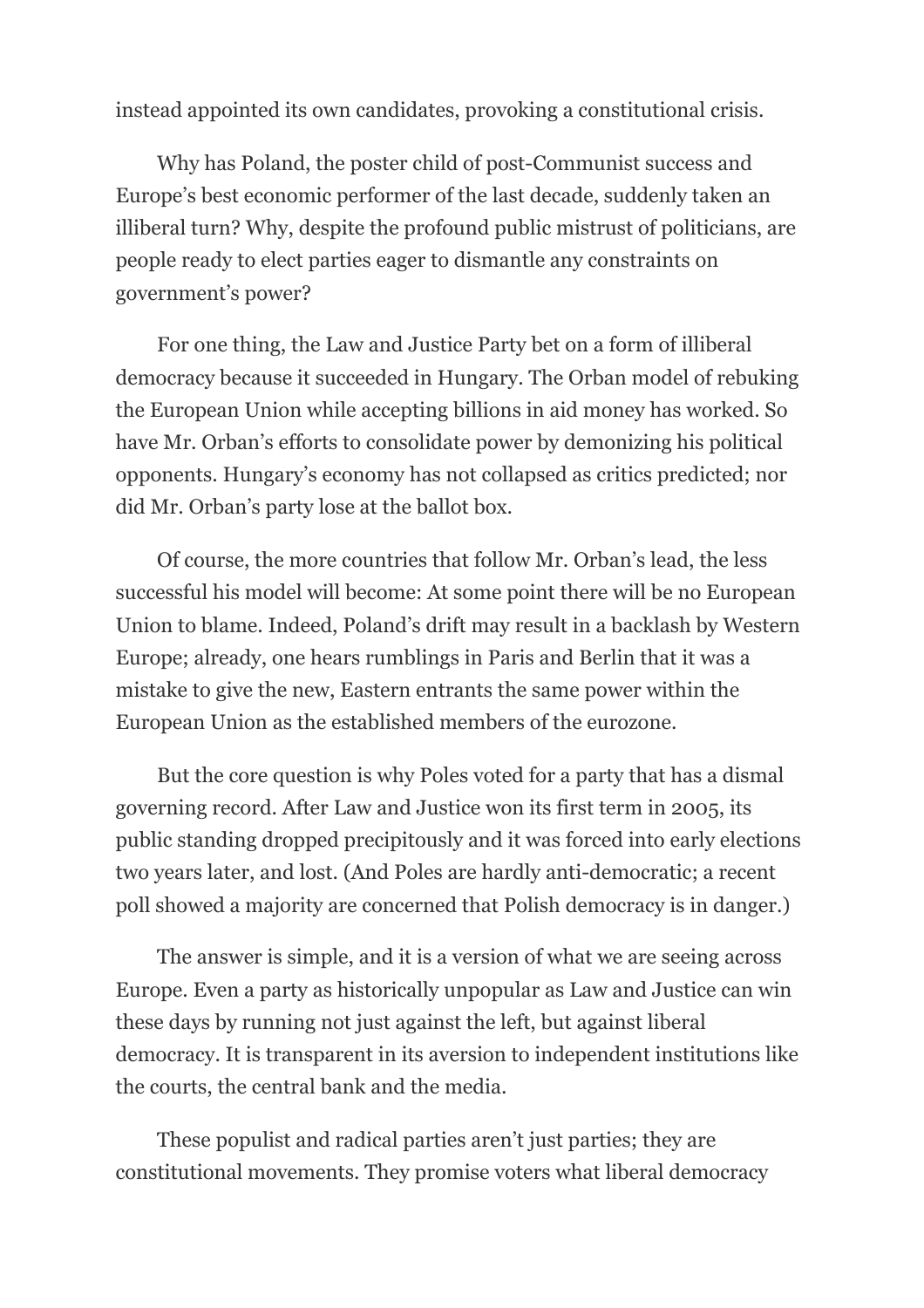instead appointed its own candidates, provoking a constitutional crisis.

Why has Poland, the poster child of post-Communist success and Europe's best economic performer of the last decade, suddenly taken an illiberal turn? Why, despite the profound public mistrust of politicians, are people ready to elect parties eager to dismantle any constraints on government's power?

For one thing, the Law and Justice Party bet on a form of illiberal democracy because it succeeded in Hungary. The Orban model of rebuking the European Union while accepting billions in aid money has worked. So have Mr. Orban's efforts to consolidate power by demonizing his political opponents. Hungary's economy has not collapsed as critics predicted; nor did Mr. Orban's party lose at the ballot box.

Of course, the more countries that follow Mr. Orban's lead, the less successful his model will become: At some point there will be no European Union to blame. Indeed, Poland's drift may result in a backlash by Western Europe; already, one hears rumblings in Paris and Berlin that it was a mistake to give the new, Eastern entrants the same power within the European Union as the established members of the eurozone.

But the core question is why Poles voted for a party that has a dismal governing record. After Law and Justice won its first term in 2005, its public standing dropped precipitously and it was forced into early elections two years later, and lost. (And Poles are hardly anti-democratic; a recent poll showed a majority are concerned that Polish democracy is in danger.)

The answer is simple, and it is a version of what we are seeing across Europe. Even a party as historically unpopular as Law and Justice can win these days by running not just against the left, but against liberal democracy. It is transparent in its aversion to independent institutions like the courts, the central bank and the media.

These populist and radical parties aren't just parties; they are constitutional movements. They promise voters what liberal democracy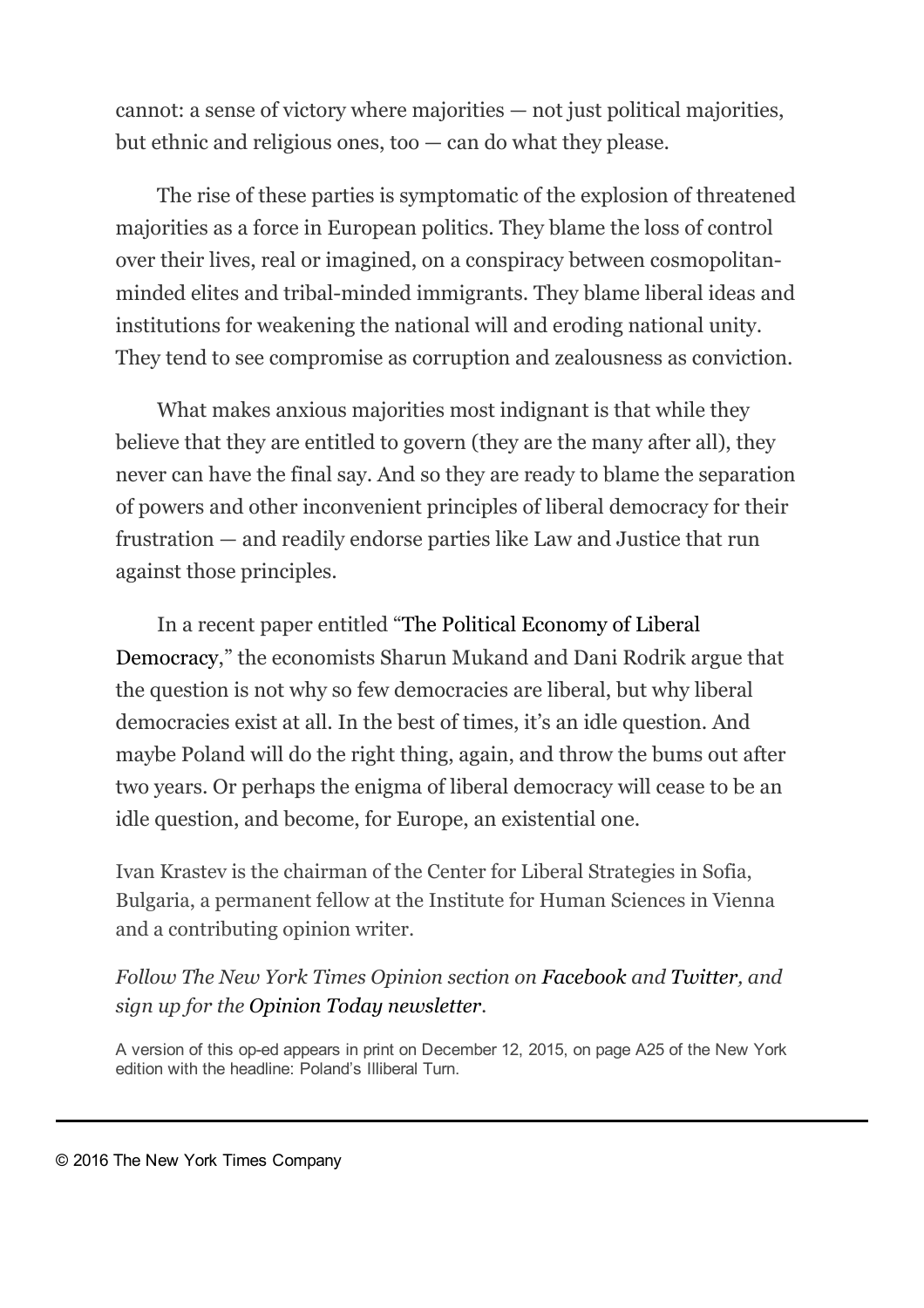cannot: a sense of victory where majorities — not just political majorities, but ethnic and religious ones, too — can do what they please.

The rise of these parties is symptomatic of the explosion of threatened majorities as a force in European politics. They blame the loss of control over their lives, real or imagined, on a conspiracy between cosmopolitan-minded elites and tribal-minded immigrants. They blame liberal ideas and institutions for weakening the national will and eroding national unity. They tend to see compromise as corruption and zealousness as conviction.

What makes anxious majorities most indignant is that while they believe that they are entitled to govern (they are the many after all), they never can have the final say. And so they are ready to blame the separation of powers and other inconvenient principles of liberal democracy for their frustration — and readily endorse parties like Law and Justice that run against those principles.

In a recent paper entitled "The Political Economy of Liberal Democracy," the economists Sharun Mukand and Dani Rodrik argue that the question is not why so few democracies are liberal, but why liberal democracies exist at all. In the best of times, it's an idle question. And maybe Poland will do the right thing, again, and throw the bums out after two years. Or perhaps the enigma of liberal democracy will cease to be an idle question, and become, for Europe, an existential one.

Ivan Krastev is the chairman of the Center for Liberal Strategies in Sofia, Bulgaria, a permanent fellow at the Institute for Human Sciences in Vienna and a contributing opinion writer.

*Follow The New York Times Opinion section on Facebook and Twitter, and sign up for the Opinion Today newsletter.*

A version of this op-ed appears in print on December 12, 2015, on page A25 of the New York edition with the headline: Poland's Illiberal Turn.

© 2016 The New York Times Company